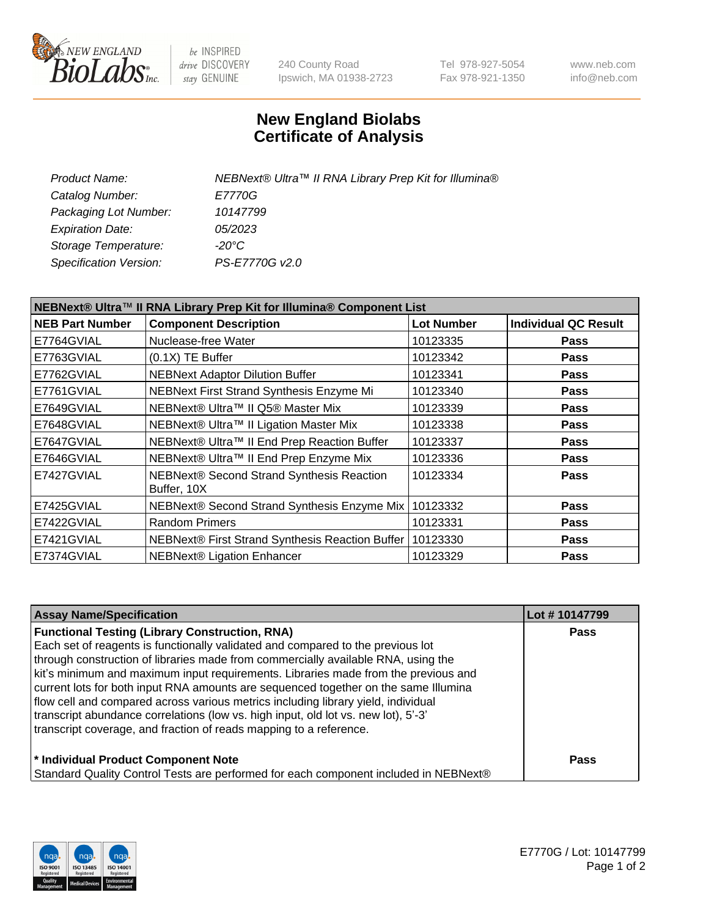# New England Biolabs
# Certificate of Analysis

*Product Name:* *NEBNext® Ultra™ II RNA Library Prep Kit for Illumina®*
*Catalog Number:* *E7770G*
*Packaging Lot Number:* *10147799*
*Expiration Date:* *05/2023*
*Storage Temperature:* *-20°C*
*Specification Version:* *PS-E7770G v2.0*

| NEBNext® Ultra™ II RNA Library Prep Kit for Illumina® Component List | | | |
|---|---|---|---|
| **NEB Part Number** | **Component Description** | **Lot Number** | **Individual QC Result** |
| E7764GVIAL | Nuclease-free Water | 10123335 | **Pass** |
| E7763GVIAL | (0.1X) TE Buffer | 10123342 | **Pass** |
| E7762GVIAL | NEBNext Adaptor Dilution Buffer | 10123341 | **Pass** |
| E7761GVIAL | NEBNext First Strand Synthesis Enzyme Mi | 10123340 | **Pass** |
| E7649GVIAL | NEBNext® Ultra™ II Q5® Master Mix | 10123339 | **Pass** |
| E7648GVIAL | NEBNext® Ultra™ II Ligation Master Mix | 10123338 | **Pass** |
| E7647GVIAL | NEBNext® Ultra™ II End Prep Reaction Buffer | 10123337 | **Pass** |
| E7646GVIAL | NEBNext® Ultra™ II End Prep Enzyme Mix | 10123336 | **Pass** |
| E7427GVIAL | NEBNext® Second Strand Synthesis Reaction Buffer, 10X | 10123334 | **Pass** |
| E7425GVIAL | NEBNext® Second Strand Synthesis Enzyme Mix | 10123332 | **Pass** |
| E7422GVIAL | Random Primers | 10123331 | **Pass** |
| E7421GVIAL | NEBNext® First Strand Synthesis Reaction Buffer | 10123330 | **Pass** |
| E7374GVIAL | NEBNext® Ligation Enhancer | 10123329 | **Pass** |

| Assay Name/Specification | Lot # 10147799 |
|---|---|
| **Functional Testing (Library Construction, RNA)**<br>Each set of reagents is functionally validated and compared to the previous lot through construction of libraries made from commercially available RNA, using the kit's minimum and maximum input requirements. Libraries made from the previous and current lots for both input RNA amounts are sequenced together on the same Illumina flow cell and compared across various metrics including library yield, individual transcript abundance correlations (low vs. high input, old lot vs. new lot), 5'-3' transcript coverage, and fraction of reads mapping to a reference. | **Pass** |
| **\* Individual Product Component Note**<br>Standard Quality Control Tests are performed for each component included in NEBNext® | **Pass** |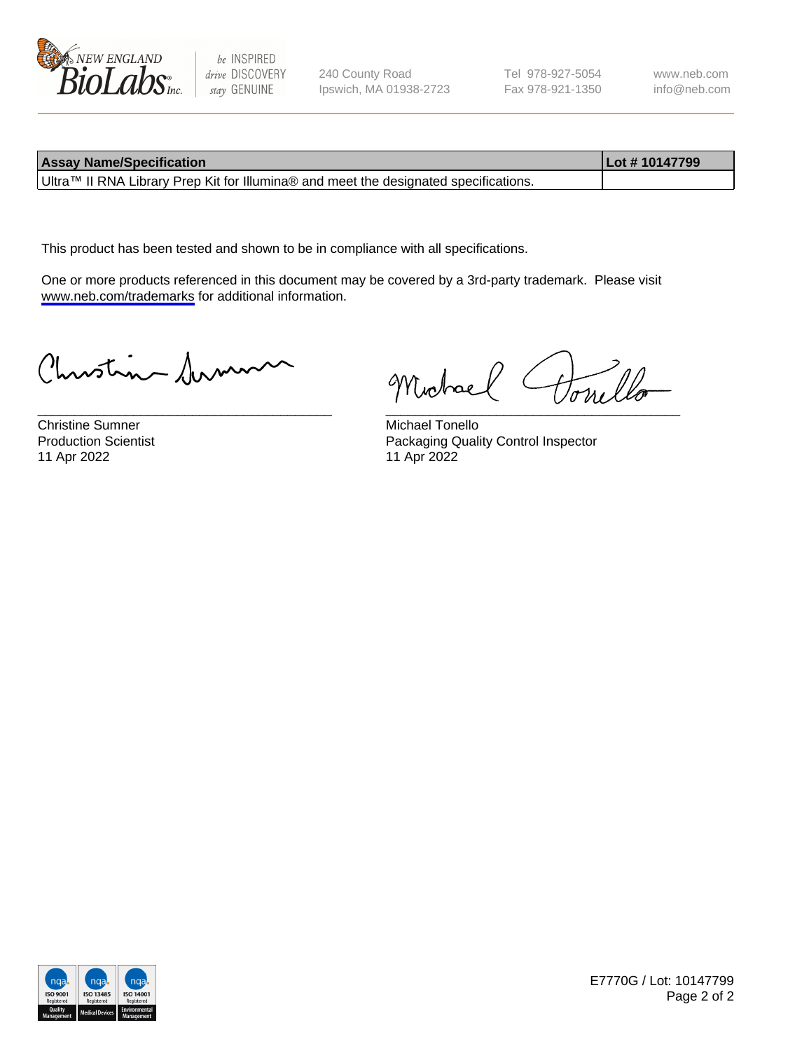| Assay Name/Specification | Lot # 10147799 |
| --- | --- |
| Ultra™ II RNA Library Prep Kit for Illumina® and meet the designated specifications. | |

This product has been tested and shown to be in compliance with all specifications.

One or more products referenced in this document may be covered by a 3rd-party trademark. Please visit www.neb.com/trademarks for additional information.

Christine Sumner
Production Scientist
11 Apr 2022

Michael Tonello
Packaging Quality Control Inspector
11 Apr 2022

E7770G / Lot: 10147799